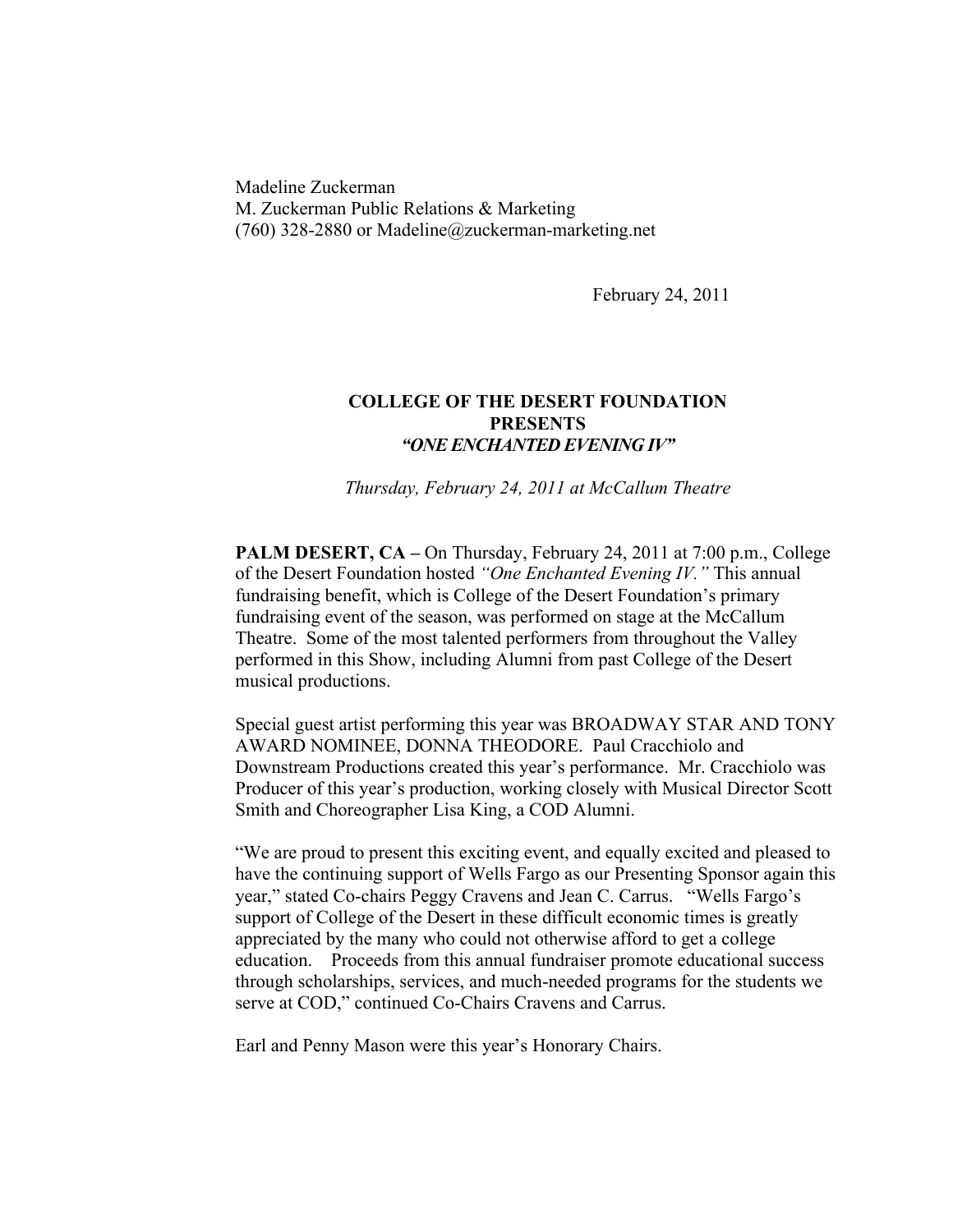Madeline Zuckerman
M. Zuckerman Public Relations & Marketing
(760) 328-2880 or Madeline@zuckerman-marketing.net

February 24, 2011

**COLLEGE OF THE DESERT FOUNDATION**
**PRESENTS**
***"ONE ENCHANTED EVENING IV"***

*Thursday, February 24, 2011 at McCallum Theatre*

**PALM DESERT, CA –** On Thursday, February 24, 2011 at 7:00 p.m., College of the Desert Foundation hosted *"One Enchanted Evening IV."* This annual fundraising benefit, which is College of the Desert Foundation's primary fundraising event of the season, was performed on stage at the McCallum Theatre. Some of the most talented performers from throughout the Valley performed in this Show, including Alumni from past College of the Desert musical productions.

Special guest artist performing this year was BROADWAY STAR AND TONY AWARD NOMINEE, DONNA THEODORE. Paul Cracchiolo and Downstream Productions created this year's performance. Mr. Cracchiolo was Producer of this year's production, working closely with Musical Director Scott Smith and Choreographer Lisa King, a COD Alumni.

"We are proud to present this exciting event, and equally excited and pleased to have the continuing support of Wells Fargo as our Presenting Sponsor again this year," stated Co-chairs Peggy Cravens and Jean C. Carrus. "Wells Fargo's support of College of the Desert in these difficult economic times is greatly appreciated by the many who could not otherwise afford to get a college education. Proceeds from this annual fundraiser promote educational success through scholarships, services, and much-needed programs for the students we serve at COD," continued Co-Chairs Cravens and Carrus.

Earl and Penny Mason were this year's Honorary Chairs.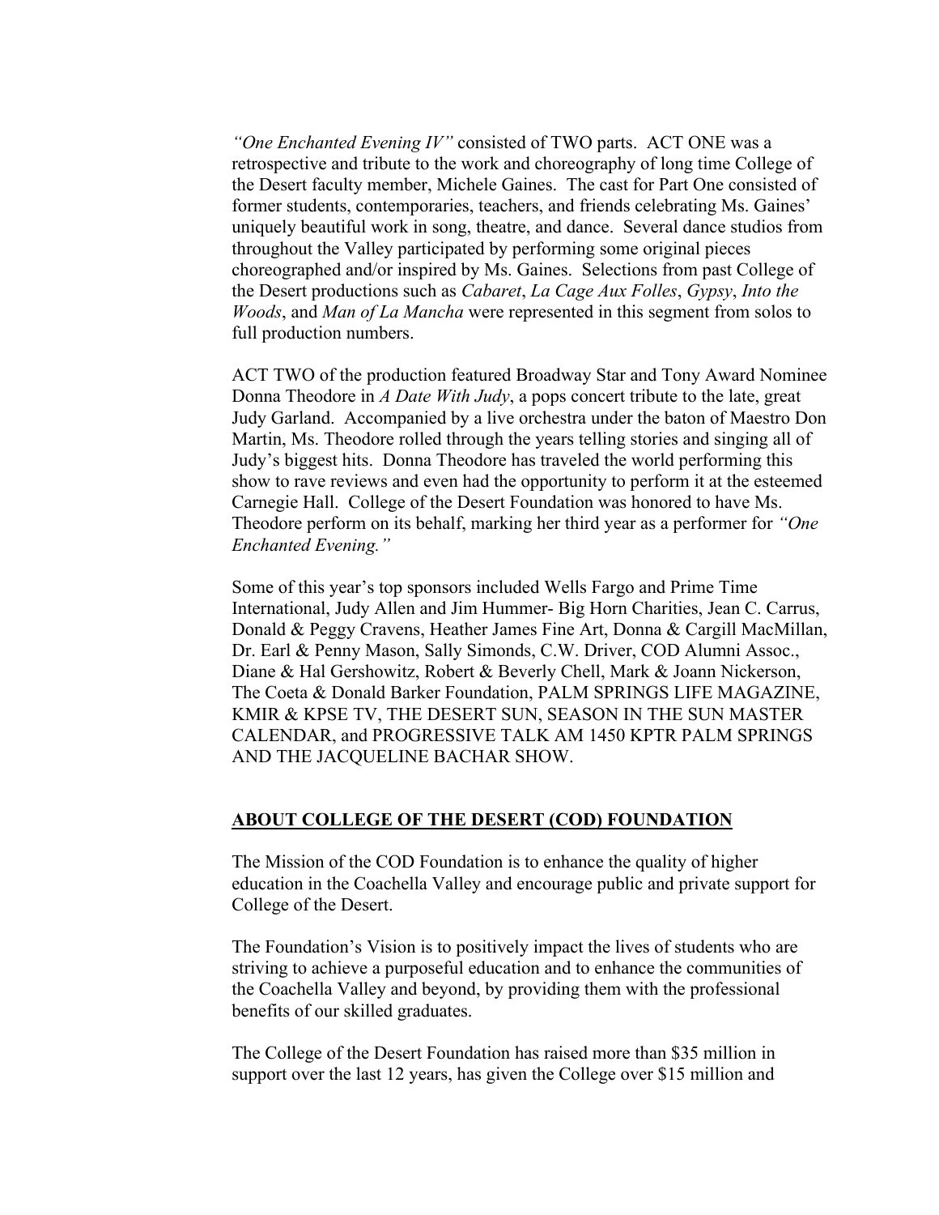*"One Enchanted Evening IV"* consisted of TWO parts. ACT ONE was a retrospective and tribute to the work and choreography of long time College of the Desert faculty member, Michele Gaines. The cast for Part One consisted of former students, contemporaries, teachers, and friends celebrating Ms. Gaines' uniquely beautiful work in song, theatre, and dance. Several dance studios from throughout the Valley participated by performing some original pieces choreographed and/or inspired by Ms. Gaines. Selections from past College of the Desert productions such as *Cabaret*, *La Cage Aux Folles*, *Gypsy*, *Into the Woods*, and *Man of La Mancha* were represented in this segment from solos to full production numbers.

ACT TWO of the production featured Broadway Star and Tony Award Nominee Donna Theodore in *A Date With Judy*, a pops concert tribute to the late, great Judy Garland. Accompanied by a live orchestra under the baton of Maestro Don Martin, Ms. Theodore rolled through the years telling stories and singing all of Judy's biggest hits. Donna Theodore has traveled the world performing this show to rave reviews and even had the opportunity to perform it at the esteemed Carnegie Hall. College of the Desert Foundation was honored to have Ms. Theodore perform on its behalf, marking her third year as a performer for *"One Enchanted Evening."*

Some of this year's top sponsors included Wells Fargo and Prime Time International, Judy Allen and Jim Hummer- Big Horn Charities, Jean C. Carrus, Donald & Peggy Cravens, Heather James Fine Art, Donna & Cargill MacMillan, Dr. Earl & Penny Mason, Sally Simonds, C.W. Driver, COD Alumni Assoc., Diane & Hal Gershowitz, Robert & Beverly Chell, Mark & Joann Nickerson, The Coeta & Donald Barker Foundation, PALM SPRINGS LIFE MAGAZINE, KMIR & KPSE TV, THE DESERT SUN, SEASON IN THE SUN MASTER CALENDAR, and PROGRESSIVE TALK AM 1450 KPTR PALM SPRINGS AND THE JACQUELINE BACHAR SHOW.

## ABOUT COLLEGE OF THE DESERT (COD) FOUNDATION

The Mission of the COD Foundation is to enhance the quality of higher education in the Coachella Valley and encourage public and private support for College of the Desert.

The Foundation's Vision is to positively impact the lives of students who are striving to achieve a purposeful education and to enhance the communities of the Coachella Valley and beyond, by providing them with the professional benefits of our skilled graduates.

The College of the Desert Foundation has raised more than $35 million in support over the last 12 years, has given the College over $15 million and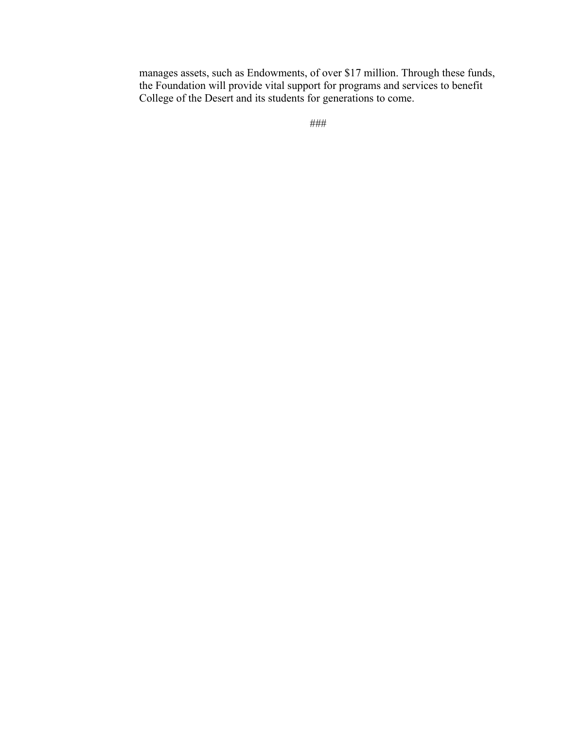manages assets, such as Endowments, of over $17 million. Through these funds, the Foundation will provide vital support for programs and services to benefit College of the Desert and its students for generations to come.

###